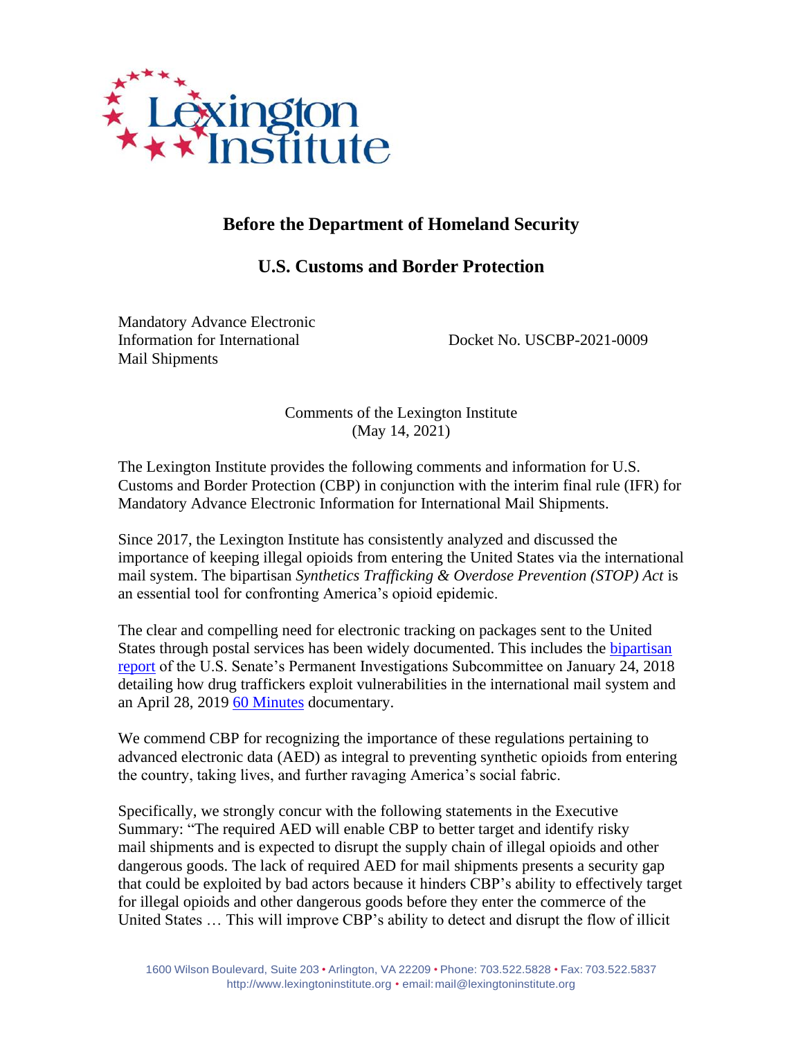# Before the Department of Homeland Security

## U.S. Customs and Border Protection

Mandatory Advance Electronic Information for International Mail Shipments

Docket No. USCBP-2021-0009

Comments of the Lexington Institute
(May 14, 2021)

The Lexington Institute provides the following comments and information for U.S. Customs and Border Protection (CBP) in conjunction with the interim final rule (IFR) for Mandatory Advance Electronic Information for International Mail Shipments.

Since 2017, the Lexington Institute has consistently analyzed and discussed the importance of keeping illegal opioids from entering the United States via the international mail system. The bipartisan *Synthetics Trafficking & Overdose Prevention (STOP) Act* is an essential tool for confronting America's opioid epidemic.

The clear and compelling need for electronic tracking on packages sent to the United States through postal services has been widely documented. This includes the bipartisan report of the U.S. Senate's Permanent Investigations Subcommittee on January 24, 2018 detailing how drug traffickers exploit vulnerabilities in the international mail system and an April 28, 2019 60 Minutes documentary.

We commend CBP for recognizing the importance of these regulations pertaining to advanced electronic data (AED) as integral to preventing synthetic opioids from entering the country, taking lives, and further ravaging America's social fabric.

Specifically, we strongly concur with the following statements in the Executive Summary: "The required AED will enable CBP to better target and identify risky mail shipments and is expected to disrupt the supply chain of illegal opioids and other dangerous goods. The lack of required AED for mail shipments presents a security gap that could be exploited by bad actors because it hinders CBP's ability to effectively target for illegal opioids and other dangerous goods before they enter the commerce of the United States … This will improve CBP's ability to detect and disrupt the flow of illicit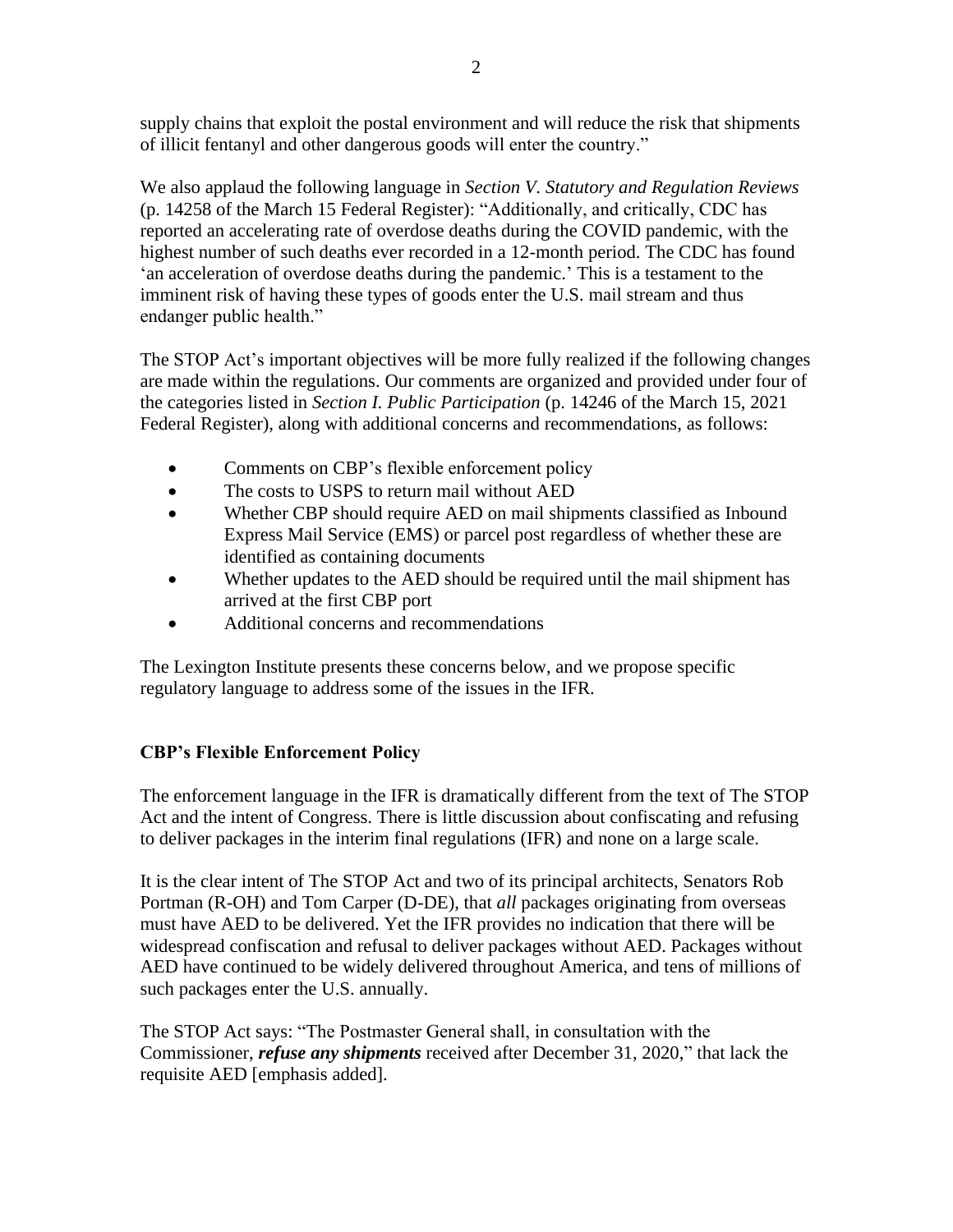supply chains that exploit the postal environment and will reduce the risk that shipments of illicit fentanyl and other dangerous goods will enter the country."

We also applaud the following language in *Section V. Statutory and Regulation Reviews* (p. 14258 of the March 15 Federal Register): "Additionally, and critically, CDC has reported an accelerating rate of overdose deaths during the COVID pandemic, with the highest number of such deaths ever recorded in a 12-month period. The CDC has found 'an acceleration of overdose deaths during the pandemic.' This is a testament to the imminent risk of having these types of goods enter the U.S. mail stream and thus endanger public health."

The STOP Act's important objectives will be more fully realized if the following changes are made within the regulations. Our comments are organized and provided under four of the categories listed in *Section I. Public Participation* (p. 14246 of the March 15, 2021 Federal Register), along with additional concerns and recommendations, as follows:

- Comments on CBP's flexible enforcement policy
- The costs to USPS to return mail without AED
- Whether CBP should require AED on mail shipments classified as Inbound Express Mail Service (EMS) or parcel post regardless of whether these are identified as containing documents
- Whether updates to the AED should be required until the mail shipment has arrived at the first CBP port
- Additional concerns and recommendations

The Lexington Institute presents these concerns below, and we propose specific regulatory language to address some of the issues in the IFR.

## CBP's Flexible Enforcement Policy

The enforcement language in the IFR is dramatically different from the text of The STOP Act and the intent of Congress. There is little discussion about confiscating and refusing to deliver packages in the interim final regulations (IFR) and none on a large scale.

It is the clear intent of The STOP Act and two of its principal architects, Senators Rob Portman (R-OH) and Tom Carper (D-DE), that *all* packages originating from overseas must have AED to be delivered. Yet the IFR provides no indication that there will be widespread confiscation and refusal to deliver packages without AED. Packages without AED have continued to be widely delivered throughout America, and tens of millions of such packages enter the U.S. annually.

The STOP Act says: "The Postmaster General shall, in consultation with the Commissioner, ***refuse any shipments*** received after December 31, 2020," that lack the requisite AED [emphasis added].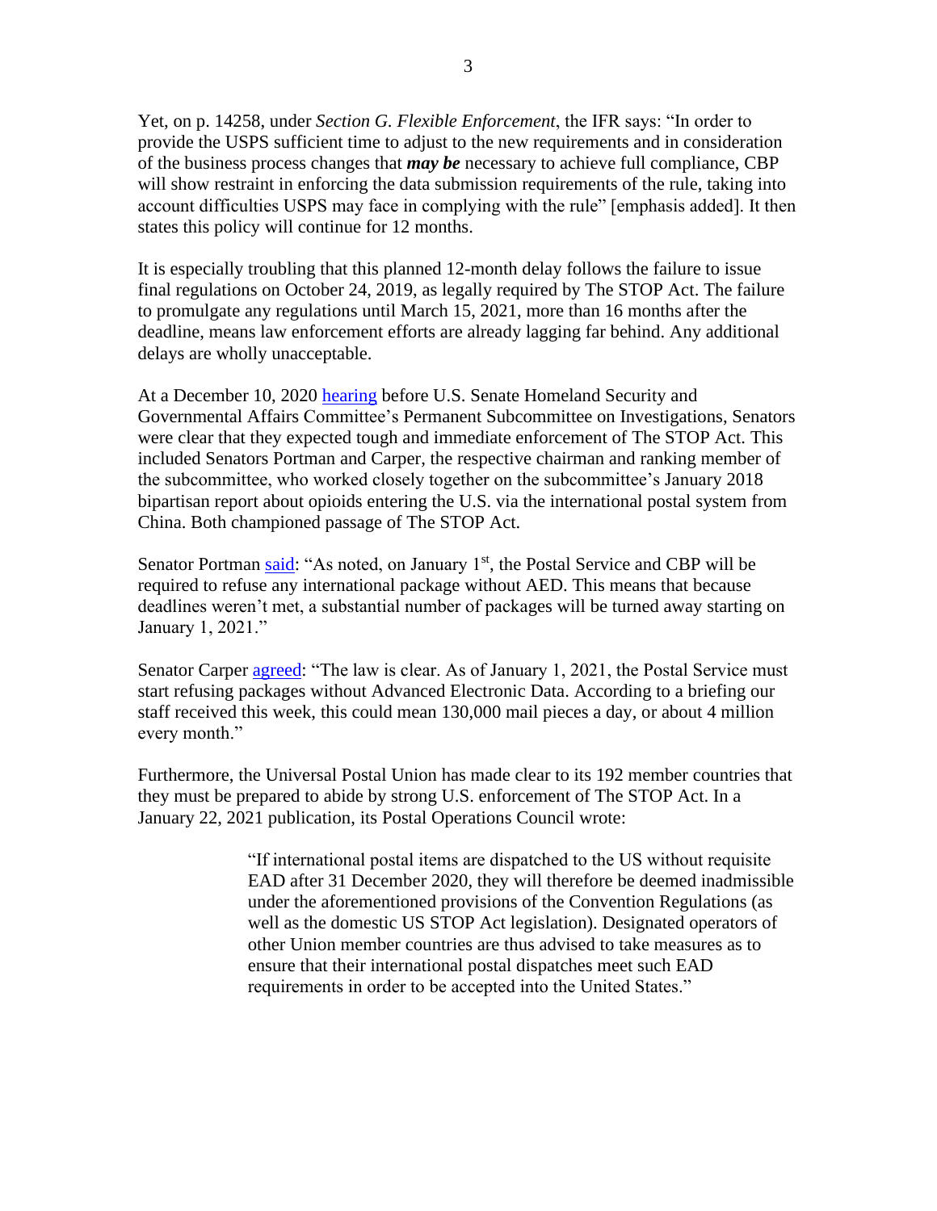Yet, on p. 14258, under *Section G. Flexible Enforcement*, the IFR says: "In order to provide the USPS sufficient time to adjust to the new requirements and in consideration of the business process changes that ***may be*** necessary to achieve full compliance, CBP will show restraint in enforcing the data submission requirements of the rule, taking into account difficulties USPS may face in complying with the rule" [emphasis added]. It then states this policy will continue for 12 months.

It is especially troubling that this planned 12-month delay follows the failure to issue final regulations on October 24, 2019, as legally required by The STOP Act. The failure to promulgate any regulations until March 15, 2021, more than 16 months after the deadline, means law enforcement efforts are already lagging far behind. Any additional delays are wholly unacceptable.

At a December 10, 2020 [hearing](#) before U.S. Senate Homeland Security and Governmental Affairs Committee's Permanent Subcommittee on Investigations, Senators were clear that they expected tough and immediate enforcement of The STOP Act. This included Senators Portman and Carper, the respective chairman and ranking member of the subcommittee, who worked closely together on the subcommittee's January 2018 bipartisan report about opioids entering the U.S. via the international postal system from China. Both championed passage of The STOP Act.

Senator Portman [said](#): "As noted, on January 1st, the Postal Service and CBP will be required to refuse any international package without AED. This means that because deadlines weren't met, a substantial number of packages will be turned away starting on January 1, 2021."

Senator Carper [agreed](#): "The law is clear. As of January 1, 2021, the Postal Service must start refusing packages without Advanced Electronic Data. According to a briefing our staff received this week, this could mean 130,000 mail pieces a day, or about 4 million every month."

Furthermore, the Universal Postal Union has made clear to its 192 member countries that they must be prepared to abide by strong U.S. enforcement of The STOP Act. In a January 22, 2021 publication, its Postal Operations Council wrote:

> "If international postal items are dispatched to the US without requisite EAD after 31 December 2020, they will therefore be deemed inadmissible under the aforementioned provisions of the Convention Regulations (as well as the domestic US STOP Act legislation). Designated operators of other Union member countries are thus advised to take measures as to ensure that their international postal dispatches meet such EAD requirements in order to be accepted into the United States."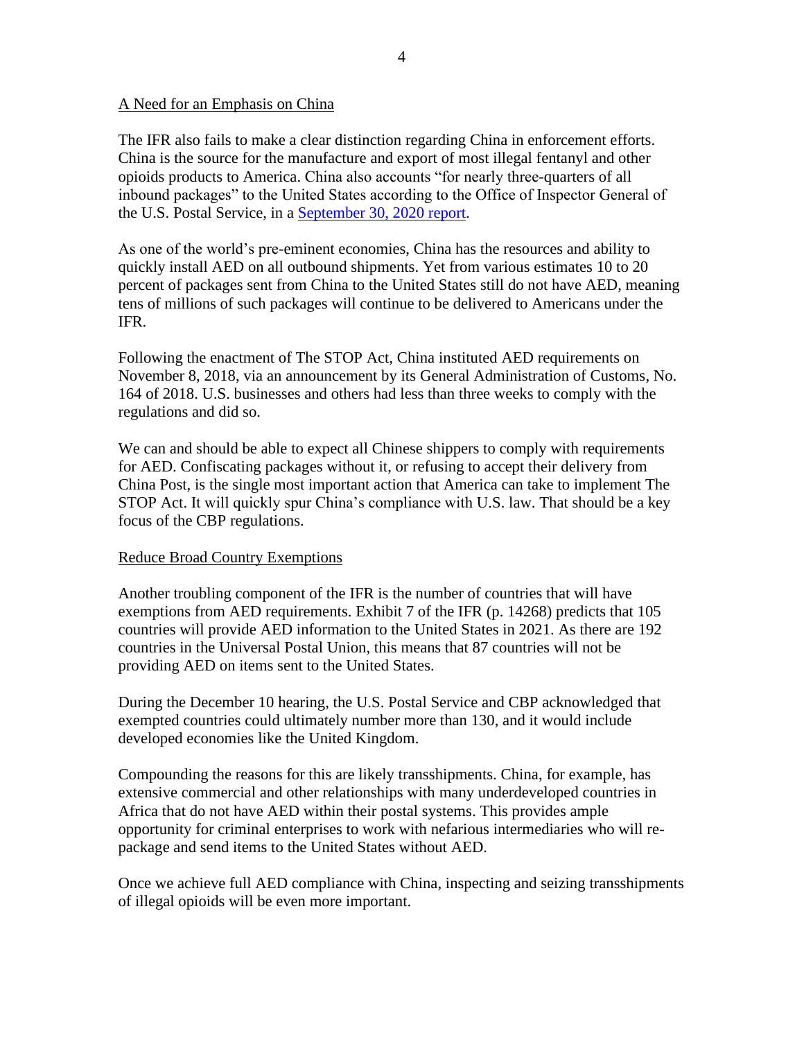## A Need for an Emphasis on China

The IFR also fails to make a clear distinction regarding China in enforcement efforts. China is the source for the manufacture and export of most illegal fentanyl and other opioids products to America. China also accounts "for nearly three-quarters of all inbound packages" to the United States according to the Office of Inspector General of the U.S. Postal Service, in a [September 30, 2020 report](#).

As one of the world's pre-eminent economies, China has the resources and ability to quickly install AED on all outbound shipments. Yet from various estimates 10 to 20 percent of packages sent from China to the United States still do not have AED, meaning tens of millions of such packages will continue to be delivered to Americans under the IFR.

Following the enactment of The STOP Act, China instituted AED requirements on November 8, 2018, via an announcement by its General Administration of Customs, No. 164 of 2018. U.S. businesses and others had less than three weeks to comply with the regulations and did so.

We can and should be able to expect all Chinese shippers to comply with requirements for AED. Confiscating packages without it, or refusing to accept their delivery from China Post, is the single most important action that America can take to implement The STOP Act. It will quickly spur China's compliance with U.S. law. That should be a key focus of the CBP regulations.

## Reduce Broad Country Exemptions

Another troubling component of the IFR is the number of countries that will have exemptions from AED requirements. Exhibit 7 of the IFR (p. 14268) predicts that 105 countries will provide AED information to the United States in 2021. As there are 192 countries in the Universal Postal Union, this means that 87 countries will not be providing AED on items sent to the United States.

During the December 10 hearing, the U.S. Postal Service and CBP acknowledged that exempted countries could ultimately number more than 130, and it would include developed economies like the United Kingdom.

Compounding the reasons for this are likely transshipments. China, for example, has extensive commercial and other relationships with many underdeveloped countries in Africa that do not have AED within their postal systems. This provides ample opportunity for criminal enterprises to work with nefarious intermediaries who will re-package and send items to the United States without AED.

Once we achieve full AED compliance with China, inspecting and seizing transshipments of illegal opioids will be even more important.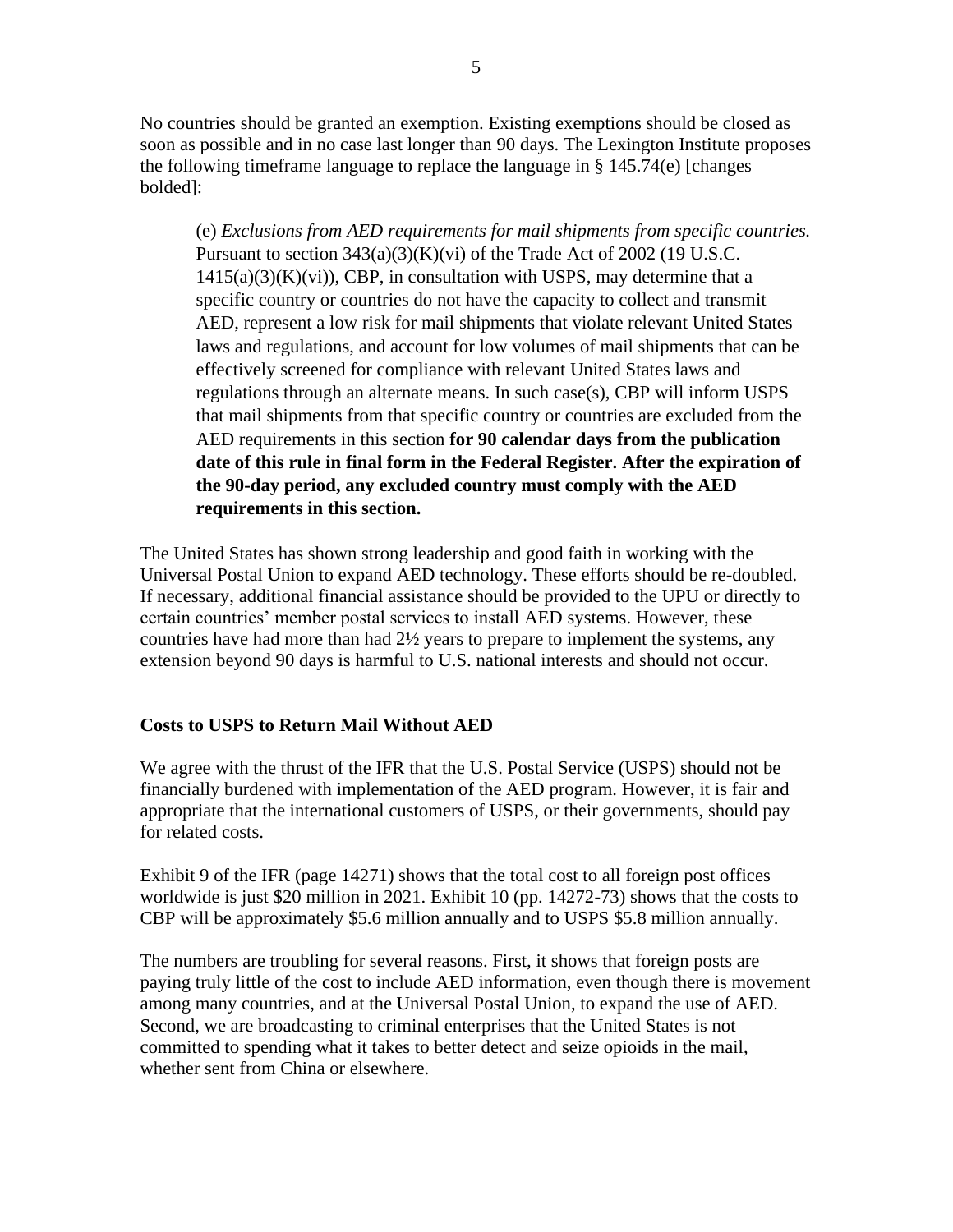No countries should be granted an exemption. Existing exemptions should be closed as soon as possible and in no case last longer than 90 days. The Lexington Institute proposes the following timeframe language to replace the language in § 145.74(e) [changes bolded]:

> (e) *Exclusions from AED requirements for mail shipments from specific countries.* Pursuant to section 343(a)(3)(K)(vi) of the Trade Act of 2002 (19 U.S.C. 1415(a)(3)(K)(vi)), CBP, in consultation with USPS, may determine that a specific country or countries do not have the capacity to collect and transmit AED, represent a low risk for mail shipments that violate relevant United States laws and regulations, and account for low volumes of mail shipments that can be effectively screened for compliance with relevant United States laws and regulations through an alternate means. In such case(s), CBP will inform USPS that mail shipments from that specific country or countries are excluded from the AED requirements in this section **for 90 calendar days from the publication date of this rule in final form in the Federal Register. After the expiration of the 90-day period, any excluded country must comply with the AED requirements in this section.**

The United States has shown strong leadership and good faith in working with the Universal Postal Union to expand AED technology. These efforts should be re-doubled. If necessary, additional financial assistance should be provided to the UPU or directly to certain countries' member postal services to install AED systems. However, these countries have had more than had 2½ years to prepare to implement the systems, any extension beyond 90 days is harmful to U.S. national interests and should not occur.

### Costs to USPS to Return Mail Without AED

We agree with the thrust of the IFR that the U.S. Postal Service (USPS) should not be financially burdened with implementation of the AED program. However, it is fair and appropriate that the international customers of USPS, or their governments, should pay for related costs.

Exhibit 9 of the IFR (page 14271) shows that the total cost to all foreign post offices worldwide is just $20 million in 2021. Exhibit 10 (pp. 14272-73) shows that the costs to CBP will be approximately $5.6 million annually and to USPS $5.8 million annually.

The numbers are troubling for several reasons. First, it shows that foreign posts are paying truly little of the cost to include AED information, even though there is movement among many countries, and at the Universal Postal Union, to expand the use of AED. Second, we are broadcasting to criminal enterprises that the United States is not committed to spending what it takes to better detect and seize opioids in the mail, whether sent from China or elsewhere.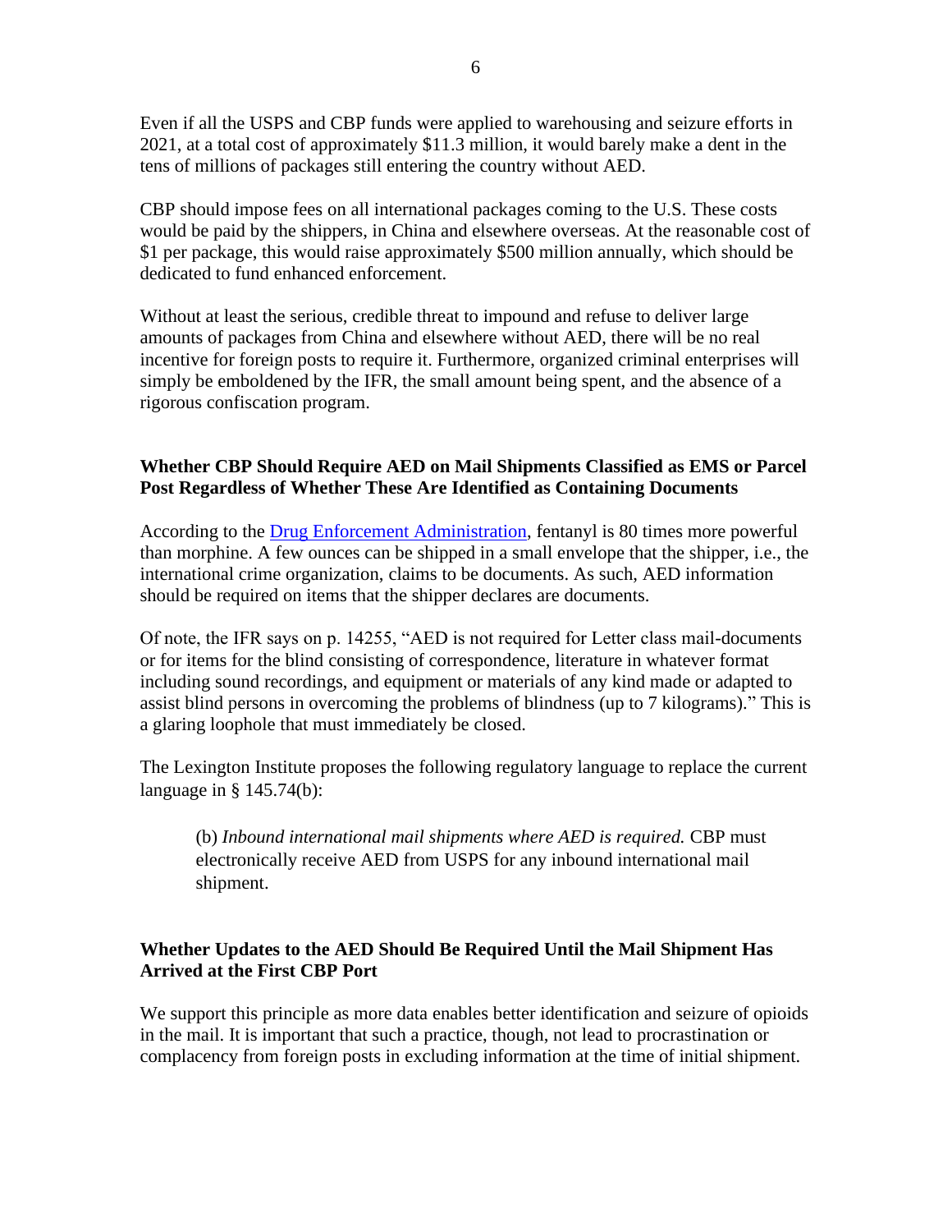Even if all the USPS and CBP funds were applied to warehousing and seizure efforts in 2021, at a total cost of approximately $11.3 million, it would barely make a dent in the tens of millions of packages still entering the country without AED.

CBP should impose fees on all international packages coming to the U.S. These costs would be paid by the shippers, in China and elsewhere overseas. At the reasonable cost of $1 per package, this would raise approximately $500 million annually, which should be dedicated to fund enhanced enforcement.

Without at least the serious, credible threat to impound and refuse to deliver large amounts of packages from China and elsewhere without AED, there will be no real incentive for foreign posts to require it. Furthermore, organized criminal enterprises will simply be emboldened by the IFR, the small amount being spent, and the absence of a rigorous confiscation program.

**Whether CBP Should Require AED on Mail Shipments Classified as EMS or Parcel Post Regardless of Whether These Are Identified as Containing Documents**

According to the Drug Enforcement Administration, fentanyl is 80 times more powerful than morphine. A few ounces can be shipped in a small envelope that the shipper, i.e., the international crime organization, claims to be documents. As such, AED information should be required on items that the shipper declares are documents.

Of note, the IFR says on p. 14255, "AED is not required for Letter class mail-documents or for items for the blind consisting of correspondence, literature in whatever format including sound recordings, and equipment or materials of any kind made or adapted to assist blind persons in overcoming the problems of blindness (up to 7 kilograms)." This is a glaring loophole that must immediately be closed.

The Lexington Institute proposes the following regulatory language to replace the current language in § 145.74(b):

> (b) *Inbound international mail shipments where AED is required.* CBP must electronically receive AED from USPS for any inbound international mail shipment.

**Whether Updates to the AED Should Be Required Until the Mail Shipment Has Arrived at the First CBP Port**

We support this principle as more data enables better identification and seizure of opioids in the mail. It is important that such a practice, though, not lead to procrastination or complacency from foreign posts in excluding information at the time of initial shipment.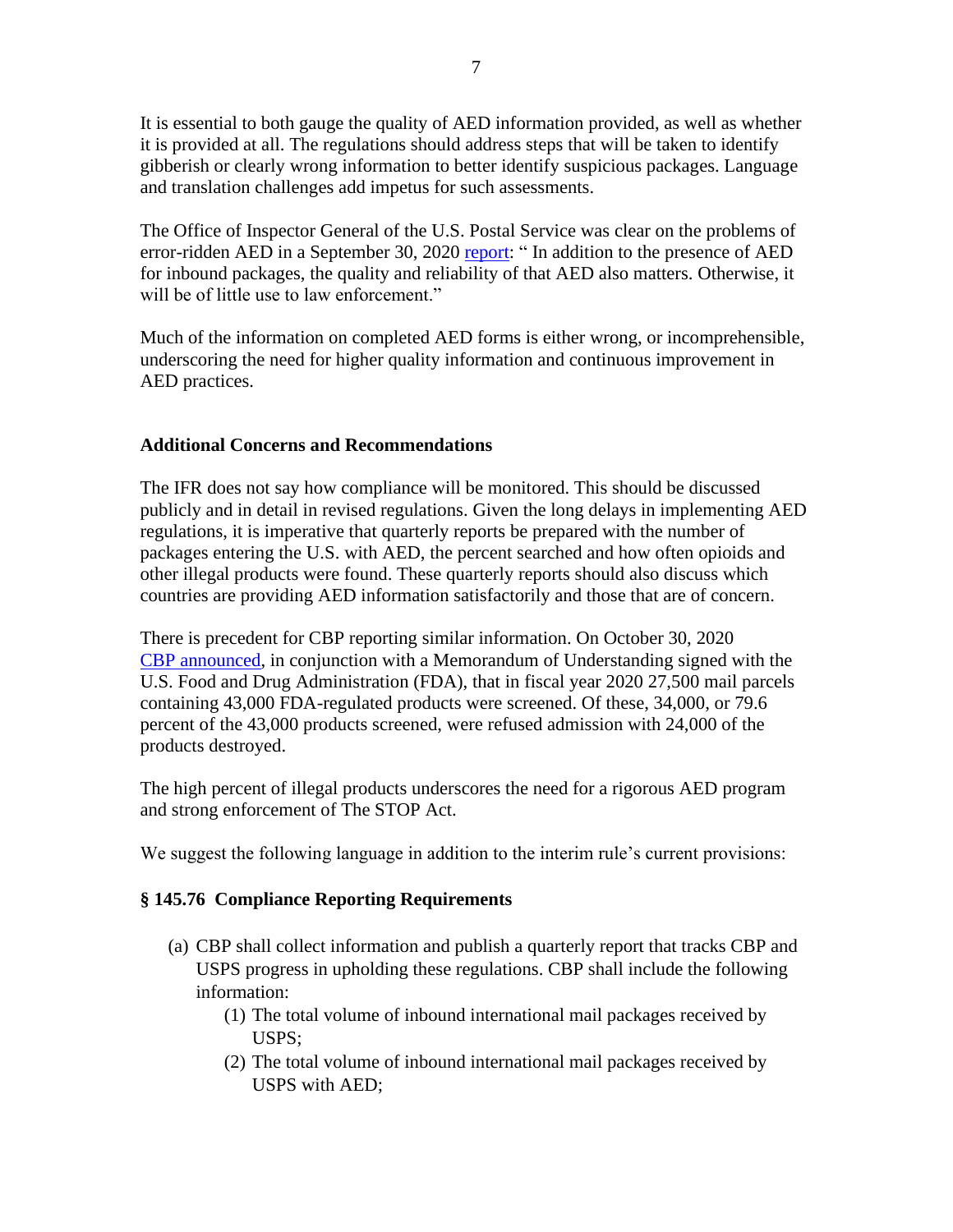It is essential to both gauge the quality of AED information provided, as well as whether it is provided at all. The regulations should address steps that will be taken to identify gibberish or clearly wrong information to better identify suspicious packages. Language and translation challenges add impetus for such assessments.

The Office of Inspector General of the U.S. Postal Service was clear on the problems of error-ridden AED in a September 30, 2020 report: " In addition to the presence of AED for inbound packages, the quality and reliability of that AED also matters. Otherwise, it will be of little use to law enforcement."

Much of the information on completed AED forms is either wrong, or incomprehensible, underscoring the need for higher quality information and continuous improvement in AED practices.

**Additional Concerns and Recommendations**

The IFR does not say how compliance will be monitored. This should be discussed publicly and in detail in revised regulations. Given the long delays in implementing AED regulations, it is imperative that quarterly reports be prepared with the number of packages entering the U.S. with AED, the percent searched and how often opioids and other illegal products were found. These quarterly reports should also discuss which countries are providing AED information satisfactorily and those that are of concern.

There is precedent for CBP reporting similar information. On October 30, 2020 CBP announced, in conjunction with a Memorandum of Understanding signed with the U.S. Food and Drug Administration (FDA), that in fiscal year 2020 27,500 mail parcels containing 43,000 FDA-regulated products were screened. Of these, 34,000, or 79.6 percent of the 43,000 products screened, were refused admission with 24,000 of the products destroyed.

The high percent of illegal products underscores the need for a rigorous AED program and strong enforcement of The STOP Act.

We suggest the following language in addition to the interim rule's current provisions:

**§ 145.76 Compliance Reporting Requirements**

(a) CBP shall collect information and publish a quarterly report that tracks CBP and USPS progress in upholding these regulations. CBP shall include the following information:

   (1) The total volume of inbound international mail packages received by USPS;

   (2) The total volume of inbound international mail packages received by USPS with AED;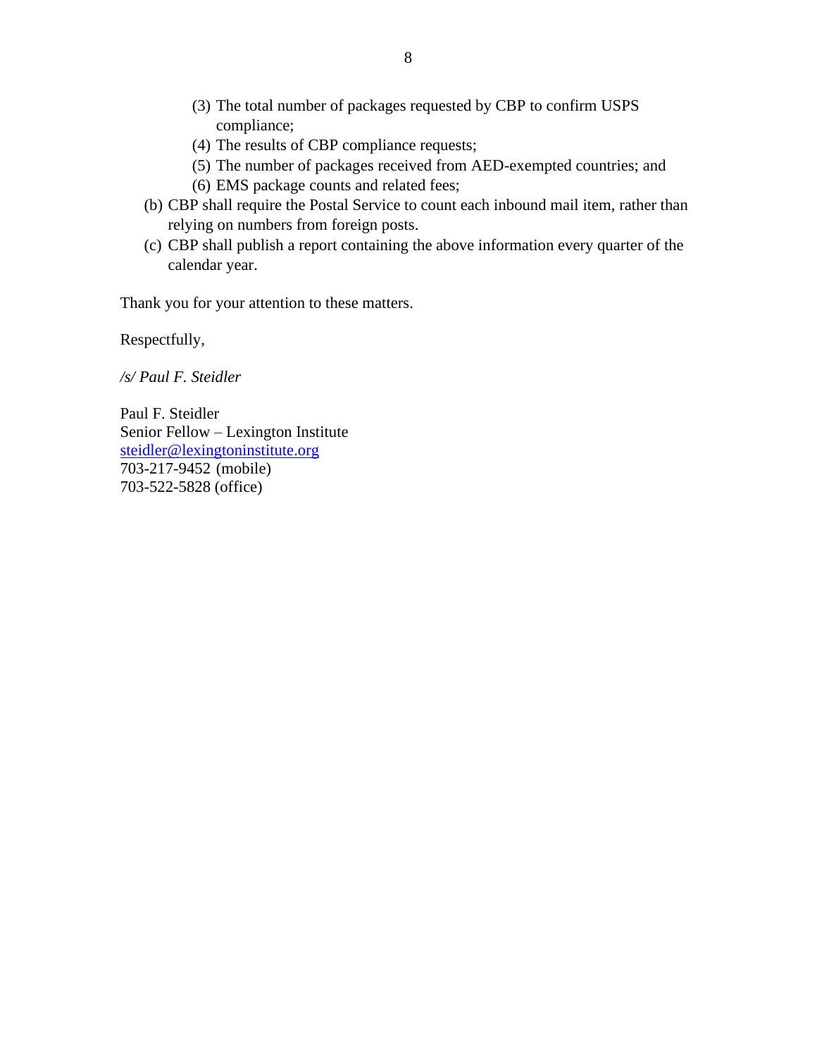(3) The total number of packages requested by CBP to confirm USPS compliance;
   (4) The results of CBP compliance requests;
   (5) The number of packages received from AED-exempted countries; and
   (6) EMS package counts and related fees;

(b) CBP shall require the Postal Service to count each inbound mail item, rather than relying on numbers from foreign posts.

(c) CBP shall publish a report containing the above information every quarter of the calendar year.

Thank you for your attention to these matters.

Respectfully,

*/s/ Paul F. Steidler*

Paul F. Steidler
Senior Fellow – Lexington Institute
steidler@lexingtoninstitute.org
703-217-9452 (mobile)
703-522-5828 (office)